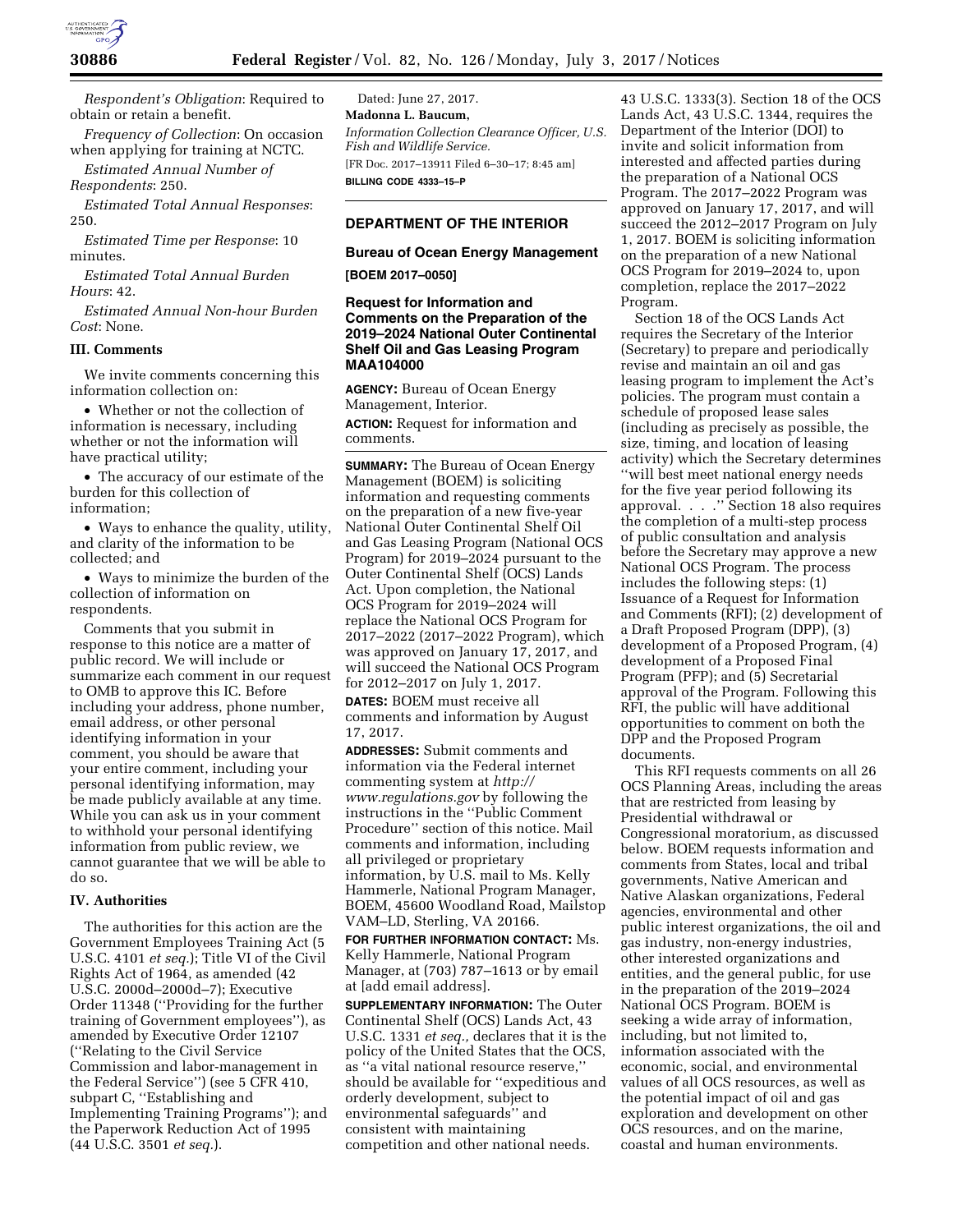*Respondent's Obligation*: Required to obtain or retain a benefit.

*Frequency of Collection*: On occasion when applying for training at NCTC.

*Estimated Annual Number of Respondents*: 250.

*Estimated Total Annual Responses*: 250.

*Estimated Time per Response*: 10 minutes.

*Estimated Total Annual Burden Hours*: 42.

*Estimated Annual Non-hour Burden Cost*: None.

### III. Comments

We invite comments concerning this information collection on:

- Whether or not the collection of information is necessary, including whether or not the information will have practical utility;
- The accuracy of our estimate of the burden for this collection of information;
- Ways to enhance the quality, utility, and clarity of the information to be collected; and
- Ways to minimize the burden of the collection of information on respondents.

Comments that you submit in response to this notice are a matter of public record. We will include or summarize each comment in our request to OMB to approve this IC. Before including your address, phone number, email address, or other personal identifying information in your comment, you should be aware that your entire comment, including your personal identifying information, may be made publicly available at any time. While you can ask us in your comment to withhold your personal identifying information from public review, we cannot guarantee that we will be able to do so.

### IV. Authorities

The authorities for this action are the Government Employees Training Act (5 U.S.C. 4101 *et seq.*); Title VI of the Civil Rights Act of 1964, as amended (42 U.S.C. 2000d–2000d–7); Executive Order 11348 (''Providing for the further training of Government employees''), as amended by Executive Order 12107 (''Relating to the Civil Service Commission and labor-management in the Federal Service'') (see 5 CFR 410, subpart C, ''Establishing and Implementing Training Programs''); and the Paperwork Reduction Act of 1995 (44 U.S.C. 3501 *et seq.*).

Dated: June 27, 2017.

**Madonna L. Baucum,**

*Information Collection Clearance Officer, U.S. Fish and Wildlife Service.*

[FR Doc. 2017–13911 Filed 6–30–17; 8:45 am]

**BILLING CODE 4333–15–P**

## DEPARTMENT OF THE INTERIOR

### Bureau of Ocean Energy Management

**[BOEM 2017–0050]**

### Request for Information and Comments on the Preparation of the 2019–2024 National Outer Continental Shelf Oil and Gas Leasing Program MAA104000

**AGENCY:** Bureau of Ocean Energy Management, Interior.

**ACTION:** Request for information and comments.

**SUMMARY:** The Bureau of Ocean Energy Management (BOEM) is soliciting information and requesting comments on the preparation of a new five-year National Outer Continental Shelf Oil and Gas Leasing Program (National OCS Program) for 2019–2024 pursuant to the Outer Continental Shelf (OCS) Lands Act. Upon completion, the National OCS Program for 2019–2024 will replace the National OCS Program for 2017–2022 (2017–2022 Program), which was approved on January 17, 2017, and will succeed the National OCS Program for 2012–2017 on July 1, 2017.

**DATES:** BOEM must receive all comments and information by August 17, 2017.

**ADDRESSES:** Submit comments and information via the Federal internet commenting system at *http://www.regulations.gov* by following the instructions in the ''Public Comment Procedure'' section of this notice. Mail comments and information, including all privileged or proprietary information, by U.S. mail to Ms. Kelly Hammerle, National Program Manager, BOEM, 45600 Woodland Road, Mailstop VAM–LD, Sterling, VA 20166.

**FOR FURTHER INFORMATION CONTACT:** Ms. Kelly Hammerle, National Program Manager, at (703) 787–1613 or by email at [add email address].

**SUPPLEMENTARY INFORMATION:** The Outer Continental Shelf (OCS) Lands Act, 43 U.S.C. 1331 *et seq.,* declares that it is the policy of the United States that the OCS, as ''a vital national resource reserve,'' should be available for ''expeditious and orderly development, subject to environmental safeguards'' and consistent with maintaining competition and other national needs. 43 U.S.C. 1333(3). Section 18 of the OCS Lands Act, 43 U.S.C. 1344, requires the Department of the Interior (DOI) to invite and solicit information from interested and affected parties during the preparation of a National OCS Program. The 2017–2022 Program was approved on January 17, 2017, and will succeed the 2012–2017 Program on July 1, 2017. BOEM is soliciting information on the preparation of a new National OCS Program for 2019–2024 to, upon completion, replace the 2017–2022 Program.

Section 18 of the OCS Lands Act requires the Secretary of the Interior (Secretary) to prepare and periodically revise and maintain an oil and gas leasing program to implement the Act's policies. The program must contain a schedule of proposed lease sales (including as precisely as possible, the size, timing, and location of leasing activity) which the Secretary determines ''will best meet national energy needs for the five year period following its approval. . . .'' Section 18 also requires the completion of a multi-step process of public consultation and analysis before the Secretary may approve a new National OCS Program. The process includes the following steps: (1) Issuance of a Request for Information and Comments (RFI); (2) development of a Draft Proposed Program (DPP), (3) development of a Proposed Program, (4) development of a Proposed Final Program (PFP); and (5) Secretarial approval of the Program. Following this RFI, the public will have additional opportunities to comment on both the DPP and the Proposed Program documents.

This RFI requests comments on all 26 OCS Planning Areas, including the areas that are restricted from leasing by Presidential withdrawal or Congressional moratorium, as discussed below. BOEM requests information and comments from States, local and tribal governments, Native American and Native Alaskan organizations, Federal agencies, environmental and other public interest organizations, the oil and gas industry, non-energy industries, other interested organizations and entities, and the general public, for use in the preparation of the 2019–2024 National OCS Program. BOEM is seeking a wide array of information, including, but not limited to, information associated with the economic, social, and environmental values of all OCS resources, as well as the potential impact of oil and gas exploration and development on other OCS resources, and on the marine, coastal and human environments.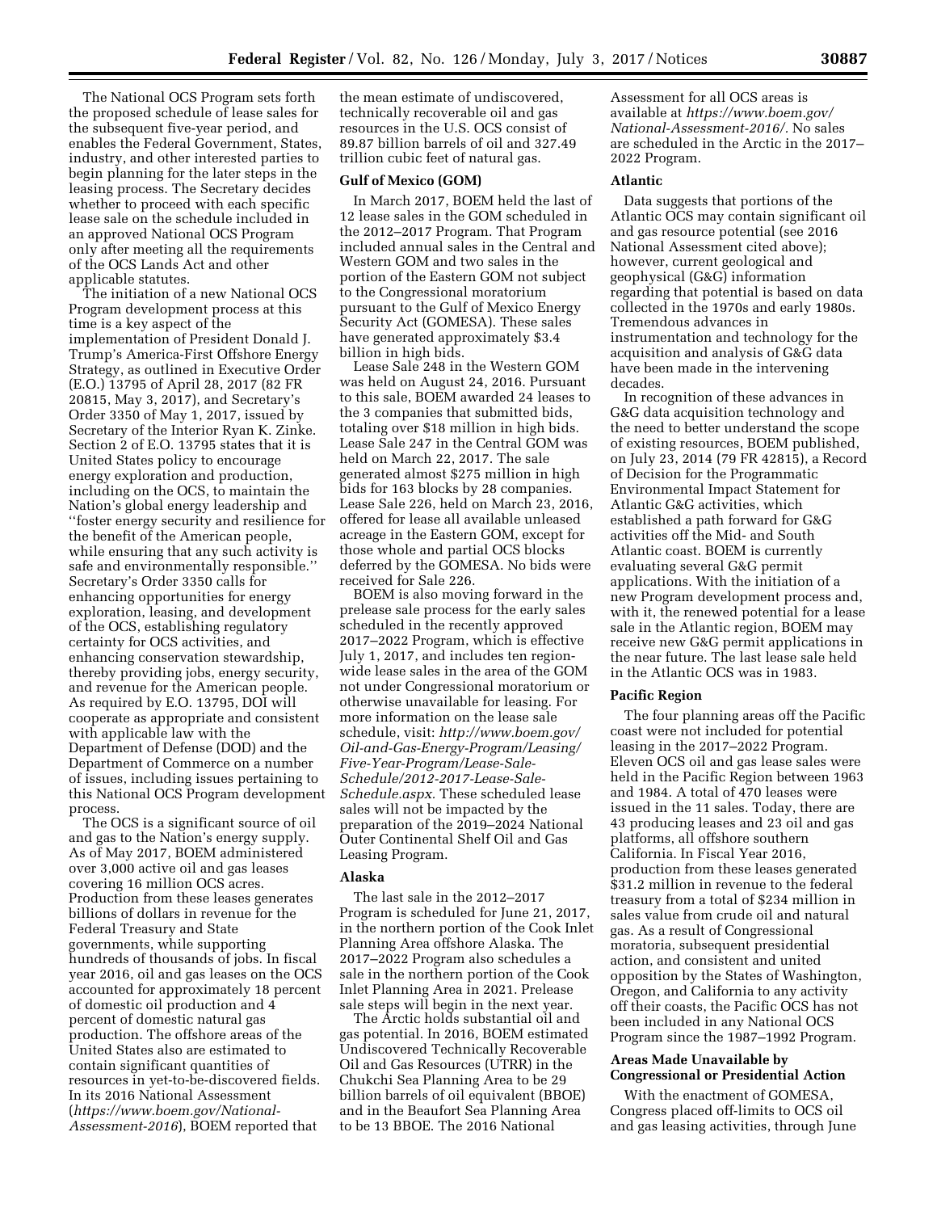The National OCS Program sets forth the proposed schedule of lease sales for the subsequent five-year period, and enables the Federal Government, States, industry, and other interested parties to begin planning for the later steps in the leasing process. The Secretary decides whether to proceed with each specific lease sale on the schedule included in an approved National OCS Program only after meeting all the requirements of the OCS Lands Act and other applicable statutes.

The initiation of a new National OCS Program development process at this time is a key aspect of the implementation of President Donald J. Trump's America-First Offshore Energy Strategy, as outlined in Executive Order (E.O.) 13795 of April 28, 2017 (82 FR 20815, May 3, 2017), and Secretary's Order 3350 of May 1, 2017, issued by Secretary of the Interior Ryan K. Zinke. Section 2 of E.O. 13795 states that it is United States policy to encourage energy exploration and production, including on the OCS, to maintain the Nation's global energy leadership and "foster energy security and resilience for the benefit of the American people, while ensuring that any such activity is safe and environmentally responsible." Secretary's Order 3350 calls for enhancing opportunities for energy exploration, leasing, and development of the OCS, establishing regulatory certainty for OCS activities, and enhancing conservation stewardship, thereby providing jobs, energy security, and revenue for the American people. As required by E.O. 13795, DOI will cooperate as appropriate and consistent with applicable law with the Department of Defense (DOD) and the Department of Commerce on a number of issues, including issues pertaining to this National OCS Program development process.

The OCS is a significant source of oil and gas to the Nation's energy supply. As of May 2017, BOEM administered over 3,000 active oil and gas leases covering 16 million OCS acres. Production from these leases generates billions of dollars in revenue for the Federal Treasury and State governments, while supporting hundreds of thousands of jobs. In fiscal year 2016, oil and gas leases on the OCS accounted for approximately 18 percent of domestic oil production and 4 percent of domestic natural gas production. The offshore areas of the United States also are estimated to contain significant quantities of resources in yet-to-be-discovered fields. In its 2016 National Assessment (*https://www.boem.gov/National-Assessment-2016*), BOEM reported that the mean estimate of undiscovered, technically recoverable oil and gas resources in the U.S. OCS consist of 89.87 billion barrels of oil and 327.49 trillion cubic feet of natural gas.

### Gulf of Mexico (GOM)

In March 2017, BOEM held the last of 12 lease sales in the GOM scheduled in the 2012–2017 Program. That Program included annual sales in the Central and Western GOM and two sales in the portion of the Eastern GOM not subject to the Congressional moratorium pursuant to the Gulf of Mexico Energy Security Act (GOMESA). These sales have generated approximately $3.4 billion in high bids.

Lease Sale 248 in the Western GOM was held on August 24, 2016. Pursuant to this sale, BOEM awarded 24 leases to the 3 companies that submitted bids, totaling over $18 million in high bids. Lease Sale 247 in the Central GOM was held on March 22, 2017. The sale generated almost $275 million in high bids for 163 blocks by 28 companies. Lease Sale 226, held on March 23, 2016, offered for lease all available unleased acreage in the Eastern GOM, except for those whole and partial OCS blocks deferred by the GOMESA. No bids were received for Sale 226.

BOEM is also moving forward in the prelease sale process for the early sales scheduled in the recently approved 2017–2022 Program, which is effective July 1, 2017, and includes ten region-wide lease sales in the area of the GOM not under Congressional moratorium or otherwise unavailable for leasing. For more information on the lease sale schedule, visit: *http://www.boem.gov/Oil-and-Gas-Energy-Program/Leasing/Five-Year-Program/Lease-Sale-Schedule/2012-2017-Lease-Sale-Schedule.aspx*. These scheduled lease sales will not be impacted by the preparation of the 2019–2024 National Outer Continental Shelf Oil and Gas Leasing Program.

### Alaska

The last sale in the 2012–2017 Program is scheduled for June 21, 2017, in the northern portion of the Cook Inlet Planning Area offshore Alaska. The 2017–2022 Program also schedules a sale in the northern portion of the Cook Inlet Planning Area in 2021. Prelease sale steps will begin in the next year.

The Arctic holds substantial oil and gas potential. In 2016, BOEM estimated Undiscovered Technically Recoverable Oil and Gas Resources (UTRR) in the Chukchi Sea Planning Area to be 29 billion barrels of oil equivalent (BBOE) and in the Beaufort Sea Planning Area to be 13 BBOE. The 2016 National Assessment for all OCS areas is available at *https://www.boem.gov/National-Assessment-2016/*. No sales are scheduled in the Arctic in the 2017–2022 Program.

### Atlantic

Data suggests that portions of the Atlantic OCS may contain significant oil and gas resource potential (see 2016 National Assessment cited above); however, current geological and geophysical (G&G) information regarding that potential is based on data collected in the 1970s and early 1980s. Tremendous advances in instrumentation and technology for the acquisition and analysis of G&G data have been made in the intervening decades.

In recognition of these advances in G&G data acquisition technology and the need to better understand the scope of existing resources, BOEM published, on July 23, 2014 (79 FR 42815), a Record of Decision for the Programmatic Environmental Impact Statement for Atlantic G&G activities, which established a path forward for G&G activities off the Mid- and South Atlantic coast. BOEM is currently evaluating several G&G permit applications. With the initiation of a new Program development process and, with it, the renewed potential for a lease sale in the Atlantic region, BOEM may receive new G&G permit applications in the near future. The last lease sale held in the Atlantic OCS was in 1983.

### Pacific Region

The four planning areas off the Pacific coast were not included for potential leasing in the 2017–2022 Program. Eleven OCS oil and gas lease sales were held in the Pacific Region between 1963 and 1984. A total of 470 leases were issued in the 11 sales. Today, there are 43 producing leases and 23 oil and gas platforms, all offshore southern California. In Fiscal Year 2016, production from these leases generated $31.2 million in revenue to the federal treasury from a total of $234 million in sales value from crude oil and natural gas. As a result of Congressional moratoria, subsequent presidential action, and consistent and united opposition by the States of Washington, Oregon, and California to any activity off their coasts, the Pacific OCS has not been included in any National OCS Program since the 1987–1992 Program.

### Areas Made Unavailable by Congressional or Presidential Action

With the enactment of GOMESA, Congress placed off-limits to OCS oil and gas leasing activities, through June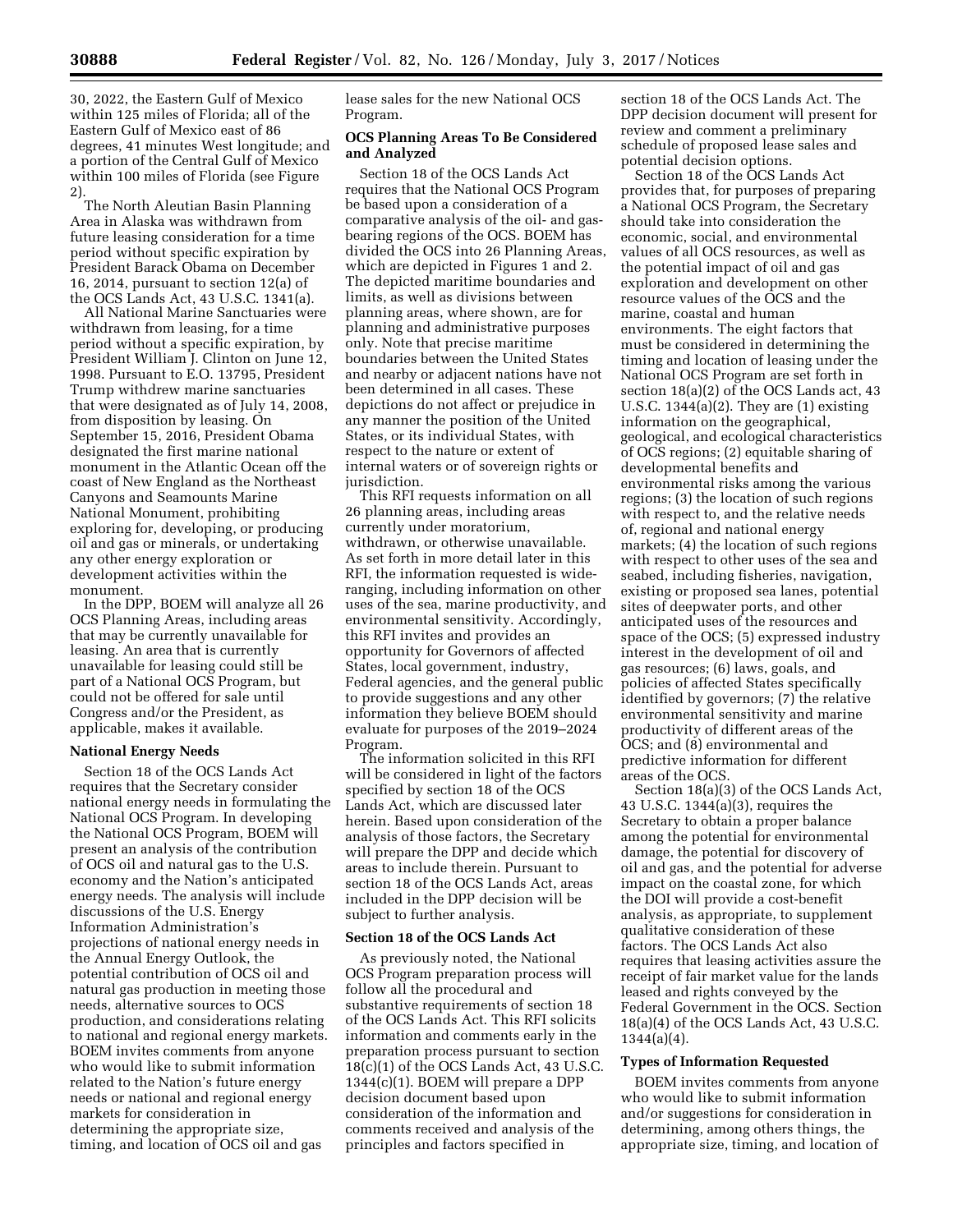30, 2022, the Eastern Gulf of Mexico within 125 miles of Florida; all of the Eastern Gulf of Mexico east of 86 degrees, 41 minutes West longitude; and a portion of the Central Gulf of Mexico within 100 miles of Florida (see Figure 2).

The North Aleutian Basin Planning Area in Alaska was withdrawn from future leasing consideration for a time period without specific expiration by President Barack Obama on December 16, 2014, pursuant to section 12(a) of the OCS Lands Act, 43 U.S.C. 1341(a).

All National Marine Sanctuaries were withdrawn from leasing, for a time period without a specific expiration, by President William J. Clinton on June 12, 1998. Pursuant to E.O. 13795, President Trump withdrew marine sanctuaries that were designated as of July 14, 2008, from disposition by leasing. On September 15, 2016, President Obama designated the first marine national monument in the Atlantic Ocean off the coast of New England as the Northeast Canyons and Seamounts Marine National Monument, prohibiting exploring for, developing, or producing oil and gas or minerals, or undertaking any other energy exploration or development activities within the monument.

In the DPP, BOEM will analyze all 26 OCS Planning Areas, including areas that may be currently unavailable for leasing. An area that is currently unavailable for leasing could still be part of a National OCS Program, but could not be offered for sale until Congress and/or the President, as applicable, makes it available.

**National Energy Needs**

Section 18 of the OCS Lands Act requires that the Secretary consider national energy needs in formulating the National OCS Program. In developing the National OCS Program, BOEM will present an analysis of the contribution of OCS oil and natural gas to the U.S. economy and the Nation's anticipated energy needs. The analysis will include discussions of the U.S. Energy Information Administration's projections of national energy needs in the Annual Energy Outlook, the potential contribution of OCS oil and natural gas production in meeting those needs, alternative sources to OCS production, and considerations relating to national and regional energy markets. BOEM invites comments from anyone who would like to submit information related to the Nation's future energy needs or national and regional energy markets for consideration in determining the appropriate size, timing, and location of OCS oil and gas lease sales for the new National OCS Program.

**OCS Planning Areas To Be Considered and Analyzed**

Section 18 of the OCS Lands Act requires that the National OCS Program be based upon a consideration of a comparative analysis of the oil- and gas-bearing regions of the OCS. BOEM has divided the OCS into 26 Planning Areas, which are depicted in Figures 1 and 2. The depicted maritime boundaries and limits, as well as divisions between planning areas, where shown, are for planning and administrative purposes only. Note that precise maritime boundaries between the United States and nearby or adjacent nations have not been determined in all cases. These depictions do not affect or prejudice in any manner the position of the United States, or its individual States, with respect to the nature or extent of internal waters or of sovereign rights or jurisdiction.

This RFI requests information on all 26 planning areas, including areas currently under moratorium, withdrawn, or otherwise unavailable. As set forth in more detail later in this RFI, the information requested is wide-ranging, including information on other uses of the sea, marine productivity, and environmental sensitivity. Accordingly, this RFI invites and provides an opportunity for Governors of affected States, local government, industry, Federal agencies, and the general public to provide suggestions and any other information they believe BOEM should evaluate for purposes of the 2019–2024 Program.

The information solicited in this RFI will be considered in light of the factors specified by section 18 of the OCS Lands Act, which are discussed later herein. Based upon consideration of the analysis of those factors, the Secretary will prepare the DPP and decide which areas to include therein. Pursuant to section 18 of the OCS Lands Act, areas included in the DPP decision will be subject to further analysis.

**Section 18 of the OCS Lands Act**

As previously noted, the National OCS Program preparation process will follow all the procedural and substantive requirements of section 18 of the OCS Lands Act. This RFI solicits information and comments early in the preparation process pursuant to section 18(c)(1) of the OCS Lands Act, 43 U.S.C. 1344(c)(1). BOEM will prepare a DPP decision document based upon consideration of the information and comments received and analysis of the principles and factors specified in section 18 of the OCS Lands Act. The DPP decision document will present for review and comment a preliminary schedule of proposed lease sales and potential decision options.

Section 18 of the OCS Lands Act provides that, for purposes of preparing a National OCS Program, the Secretary should take into consideration the economic, social, and environmental values of all OCS resources, as well as the potential impact of oil and gas exploration and development on other resource values of the OCS and the marine, coastal and human environments. The eight factors that must be considered in determining the timing and location of leasing under the National OCS Program are set forth in section 18(a)(2) of the OCS Lands act, 43 U.S.C. 1344(a)(2). They are (1) existing information on the geographical, geological, and ecological characteristics of OCS regions; (2) equitable sharing of developmental benefits and environmental risks among the various regions; (3) the location of such regions with respect to, and the relative needs of, regional and national energy markets; (4) the location of such regions with respect to other uses of the sea and seabed, including fisheries, navigation, existing or proposed sea lanes, potential sites of deepwater ports, and other anticipated uses of the resources and space of the OCS; (5) expressed industry interest in the development of oil and gas resources; (6) laws, goals, and policies of affected States specifically identified by governors; (7) the relative environmental sensitivity and marine productivity of different areas of the OCS; and (8) environmental and predictive information for different areas of the OCS.

Section 18(a)(3) of the OCS Lands Act, 43 U.S.C. 1344(a)(3), requires the Secretary to obtain a proper balance among the potential for environmental damage, the potential for discovery of oil and gas, and the potential for adverse impact on the coastal zone, for which the DOI will provide a cost-benefit analysis, as appropriate, to supplement qualitative consideration of these factors. The OCS Lands Act also requires that leasing activities assure the receipt of fair market value for the lands leased and rights conveyed by the Federal Government in the OCS. Section 18(a)(4) of the OCS Lands Act, 43 U.S.C. 1344(a)(4).

**Types of Information Requested**

BOEM invites comments from anyone who would like to submit information and/or suggestions for consideration in determining, among others things, the appropriate size, timing, and location of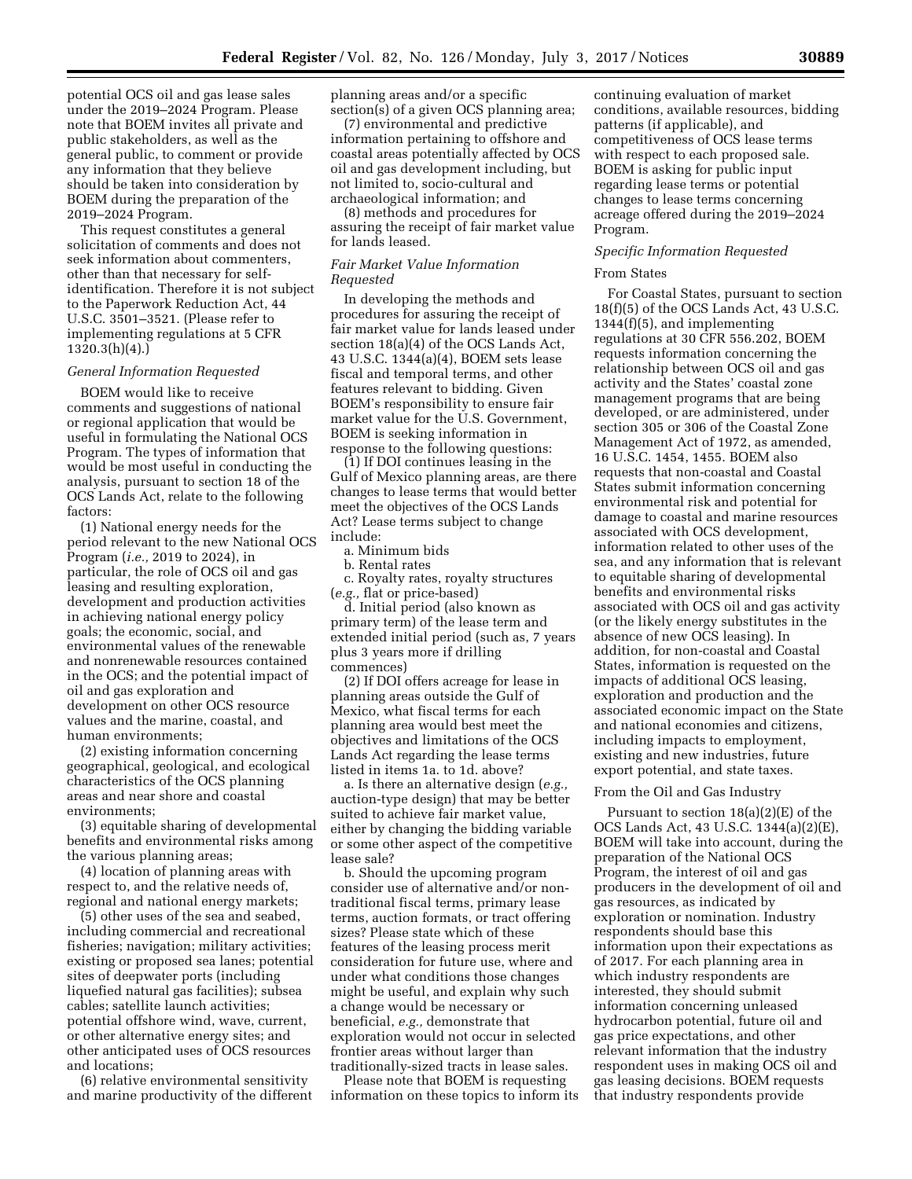potential OCS oil and gas lease sales under the 2019–2024 Program. Please note that BOEM invites all private and public stakeholders, as well as the general public, to comment or provide any information that they believe should be taken into consideration by BOEM during the preparation of the 2019–2024 Program.

This request constitutes a general solicitation of comments and does not seek information about commenters, other than that necessary for self-identification. Therefore it is not subject to the Paperwork Reduction Act, 44 U.S.C. 3501–3521. (Please refer to implementing regulations at 5 CFR 1320.3(h)(4).)

*General Information Requested*

BOEM would like to receive comments and suggestions of national or regional application that would be useful in formulating the National OCS Program. The types of information that would be most useful in conducting the analysis, pursuant to section 18 of the OCS Lands Act, relate to the following factors:

(1) National energy needs for the period relevant to the new National OCS Program (*i.e.,* 2019 to 2024), in particular, the role of OCS oil and gas leasing and resulting exploration, development and production activities in achieving national energy policy goals; the economic, social, and environmental values of the renewable and nonrenewable resources contained in the OCS; and the potential impact of oil and gas exploration and development on other OCS resource values and the marine, coastal, and human environments;

(2) existing information concerning geographical, geological, and ecological characteristics of the OCS planning areas and near shore and coastal environments;

(3) equitable sharing of developmental benefits and environmental risks among the various planning areas;

(4) location of planning areas with respect to, and the relative needs of, regional and national energy markets;

(5) other uses of the sea and seabed, including commercial and recreational fisheries; navigation; military activities; existing or proposed sea lanes; potential sites of deepwater ports (including liquefied natural gas facilities); subsea cables; satellite launch activities; potential offshore wind, wave, current, or other alternative energy sites; and other anticipated uses of OCS resources and locations;

(6) relative environmental sensitivity and marine productivity of the different planning areas and/or a specific section(s) of a given OCS planning area;

(7) environmental and predictive information pertaining to offshore and coastal areas potentially affected by OCS oil and gas development including, but not limited to, socio-cultural and archaeological information; and

(8) methods and procedures for assuring the receipt of fair market value for lands leased.

*Fair Market Value Information Requested*

In developing the methods and procedures for assuring the receipt of fair market value for lands leased under section 18(a)(4) of the OCS Lands Act, 43 U.S.C. 1344(a)(4), BOEM sets lease fiscal and temporal terms, and other features relevant to bidding. Given BOEM's responsibility to ensure fair market value for the U.S. Government, BOEM is seeking information in response to the following questions:

(1) If DOI continues leasing in the Gulf of Mexico planning areas, are there changes to lease terms that would better meet the objectives of the OCS Lands Act? Lease terms subject to change include:

a. Minimum bids

b. Rental rates

c. Royalty rates, royalty structures (*e.g.,* flat or price-based)

d. Initial period (also known as primary term) of the lease term and extended initial period (such as, 7 years plus 3 years more if drilling commences)

(2) If DOI offers acreage for lease in planning areas outside the Gulf of Mexico, what fiscal terms for each planning area would best meet the objectives and limitations of the OCS Lands Act regarding the lease terms listed in items 1a. to 1d. above?

a. Is there an alternative design (*e.g.,* auction-type design) that may be better suited to achieve fair market value, either by changing the bidding variable or some other aspect of the competitive lease sale?

b. Should the upcoming program consider use of alternative and/or non-traditional fiscal terms, primary lease terms, auction formats, or tract offering sizes? Please state which of these features of the leasing process merit consideration for future use, where and under what conditions those changes might be useful, and explain why such a change would be necessary or beneficial, *e.g.,* demonstrate that exploration would not occur in selected frontier areas without larger than traditionally-sized tracts in lease sales.

Please note that BOEM is requesting information on these topics to inform its continuing evaluation of market conditions, available resources, bidding patterns (if applicable), and competitiveness of OCS lease terms with respect to each proposed sale. BOEM is asking for public input regarding lease terms or potential changes to lease terms concerning acreage offered during the 2019–2024 Program.

*Specific Information Requested*

From States

For Coastal States, pursuant to section 18(f)(5) of the OCS Lands Act, 43 U.S.C. 1344(f)(5), and implementing regulations at 30 CFR 556.202, BOEM requests information concerning the relationship between OCS oil and gas activity and the States' coastal zone management programs that are being developed, or are administered, under section 305 or 306 of the Coastal Zone Management Act of 1972, as amended, 16 U.S.C. 1454, 1455. BOEM also requests that non-coastal and Coastal States submit information concerning environmental risk and potential for damage to coastal and marine resources associated with OCS development, information related to other uses of the sea, and any information that is relevant to equitable sharing of developmental benefits and environmental risks associated with OCS oil and gas activity (or the likely energy substitutes in the absence of new OCS leasing). In addition, for non-coastal and Coastal States, information is requested on the impacts of additional OCS leasing, exploration and production and the associated economic impact on the State and national economies and citizens, including impacts to employment, existing and new industries, future export potential, and state taxes.

From the Oil and Gas Industry

Pursuant to section 18(a)(2)(E) of the OCS Lands Act, 43 U.S.C. 1344(a)(2)(E), BOEM will take into account, during the preparation of the National OCS Program, the interest of oil and gas producers in the development of oil and gas resources, as indicated by exploration or nomination. Industry respondents should base this information upon their expectations as of 2017. For each planning area in which industry respondents are interested, they should submit information concerning unleased hydrocarbon potential, future oil and gas price expectations, and other relevant information that the industry respondent uses in making OCS oil and gas leasing decisions. BOEM requests that industry respondents provide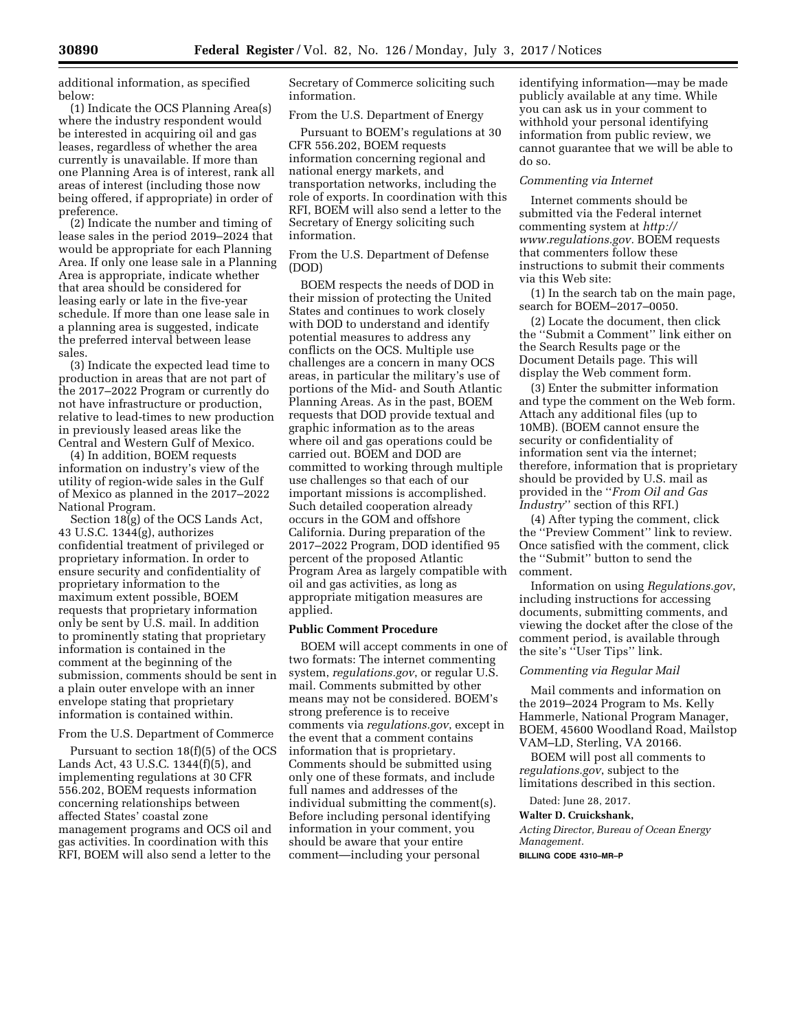additional information, as specified below:

(1) Indicate the OCS Planning Area(s) where the industry respondent would be interested in acquiring oil and gas leases, regardless of whether the area currently is unavailable. If more than one Planning Area is of interest, rank all areas of interest (including those now being offered, if appropriate) in order of preference.

(2) Indicate the number and timing of lease sales in the period 2019–2024 that would be appropriate for each Planning Area. If only one lease sale in a Planning Area is appropriate, indicate whether that area should be considered for leasing early or late in the five-year schedule. If more than one lease sale in a planning area is suggested, indicate the preferred interval between lease sales.

(3) Indicate the expected lead time to production in areas that are not part of the 2017–2022 Program or currently do not have infrastructure or production, relative to lead-times to new production in previously leased areas like the Central and Western Gulf of Mexico.

(4) In addition, BOEM requests information on industry's view of the utility of region-wide sales in the Gulf of Mexico as planned in the 2017–2022 National Program.

Section 18(g) of the OCS Lands Act, 43 U.S.C. 1344(g), authorizes confidential treatment of privileged or proprietary information. In order to ensure security and confidentiality of proprietary information to the maximum extent possible, BOEM requests that proprietary information only be sent by U.S. mail. In addition to prominently stating that proprietary information is contained in the comment at the beginning of the submission, comments should be sent in a plain outer envelope with an inner envelope stating that proprietary information is contained within.

From the U.S. Department of Commerce

Pursuant to section 18(f)(5) of the OCS Lands Act, 43 U.S.C. 1344(f)(5), and implementing regulations at 30 CFR 556.202, BOEM requests information concerning relationships between affected States' coastal zone management programs and OCS oil and gas activities. In coordination with this RFI, BOEM will also send a letter to the Secretary of Commerce soliciting such information.

From the U.S. Department of Energy

Pursuant to BOEM's regulations at 30 CFR 556.202, BOEM requests information concerning regional and national energy markets, and transportation networks, including the role of exports. In coordination with this RFI, BOEM will also send a letter to the Secretary of Energy soliciting such information.

From the U.S. Department of Defense (DOD)

BOEM respects the needs of DOD in their mission of protecting the United States and continues to work closely with DOD to understand and identify potential measures to address any conflicts on the OCS. Multiple use challenges are a concern in many OCS areas, in particular the military's use of portions of the Mid- and South Atlantic Planning Areas. As in the past, BOEM requests that DOD provide textual and graphic information as to the areas where oil and gas operations could be carried out. BOEM and DOD are committed to working through multiple use challenges so that each of our important missions is accomplished. Such detailed cooperation already occurs in the GOM and offshore California. During preparation of the 2017–2022 Program, DOD identified 95 percent of the proposed Atlantic Program Area as largely compatible with oil and gas activities, as long as appropriate mitigation measures are applied.

**Public Comment Procedure**

BOEM will accept comments in one of two formats: The internet commenting system, *regulations.gov*, or regular U.S. mail. Comments submitted by other means may not be considered. BOEM's strong preference is to receive comments via *regulations.gov*, except in the event that a comment contains information that is proprietary. Comments should be submitted using only one of these formats, and include full names and addresses of the individual submitting the comment(s). Before including personal identifying information in your comment, you should be aware that your entire comment—including your personal identifying information—may be made publicly available at any time. While you can ask us in your comment to withhold your personal identifying information from public review, we cannot guarantee that we will be able to do so.

*Commenting via Internet*

Internet comments should be submitted via the Federal internet commenting system at *http://www.regulations.gov.* BOEM requests that commenters follow these instructions to submit their comments via this Web site:

(1) In the search tab on the main page, search for BOEM–2017–0050.

(2) Locate the document, then click the ''Submit a Comment'' link either on the Search Results page or the Document Details page. This will display the Web comment form.

(3) Enter the submitter information and type the comment on the Web form. Attach any additional files (up to 10MB). (BOEM cannot ensure the security or confidentiality of information sent via the internet; therefore, information that is proprietary should be provided by U.S. mail as provided in the ''*From Oil and Gas Industry*'' section of this RFI.)

(4) After typing the comment, click the ''Preview Comment'' link to review. Once satisfied with the comment, click the ''Submit'' button to send the comment.

Information on using *Regulations.gov*, including instructions for accessing documents, submitting comments, and viewing the docket after the close of the comment period, is available through the site's ''User Tips'' link.

*Commenting via Regular Mail*

Mail comments and information on the 2019–2024 Program to Ms. Kelly Hammerle, National Program Manager, BOEM, 45600 Woodland Road, Mailstop VAM–LD, Sterling, VA 20166.

BOEM will post all comments to *regulations.gov*, subject to the limitations described in this section.

Dated: June 28, 2017.

**Walter D. Cruickshank,**

*Acting Director, Bureau of Ocean Energy Management.*

BILLING CODE 4310–MR–P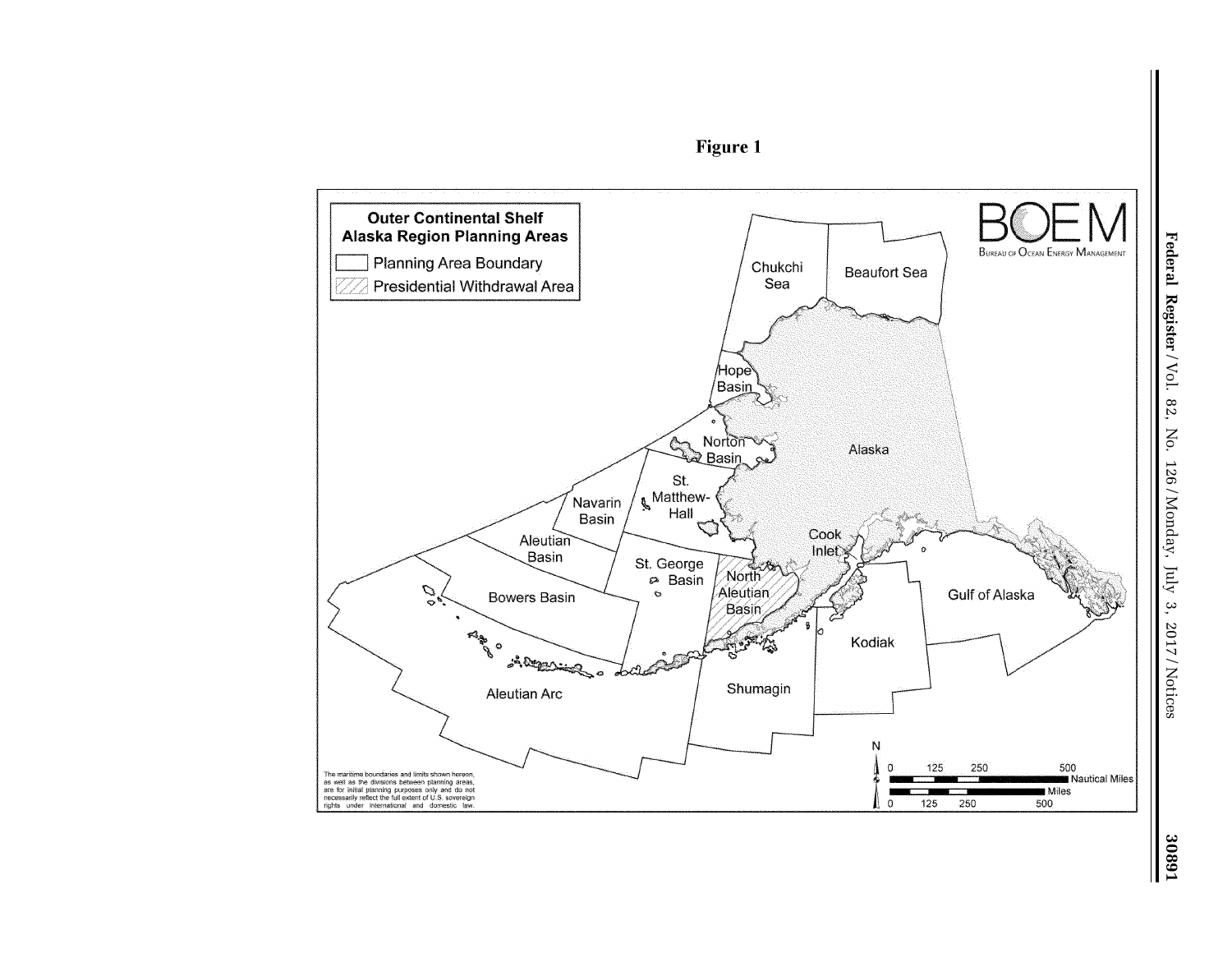**Figure 1**

**Outer Continental Shelf Alaska Region Planning Areas**

- Planning Area Boundary
- Presidential Withdrawal Area

BOEM — Bureau of Ocean Energy Management

Chukchi Sea, Beaufort Sea, Hope Basin, Norton Basin, Alaska, St. Matthew-Hall, Navarin Basin, Aleutian Basin, St. George Basin, North Aleutian Basin, Cook Inlet, Gulf of Alaska, Bowers Basin, Kodiak, Shumagin, Aleutian Arc

The maritime boundaries and limits shown hereon, as well as the divisions between planning areas, are for initial planning purposes only and do not necessarily reflect the full extent of U.S. sovereign rights under international and domestic law.

N

0 125 250 500 Nautical Miles

0 125 250 500 Miles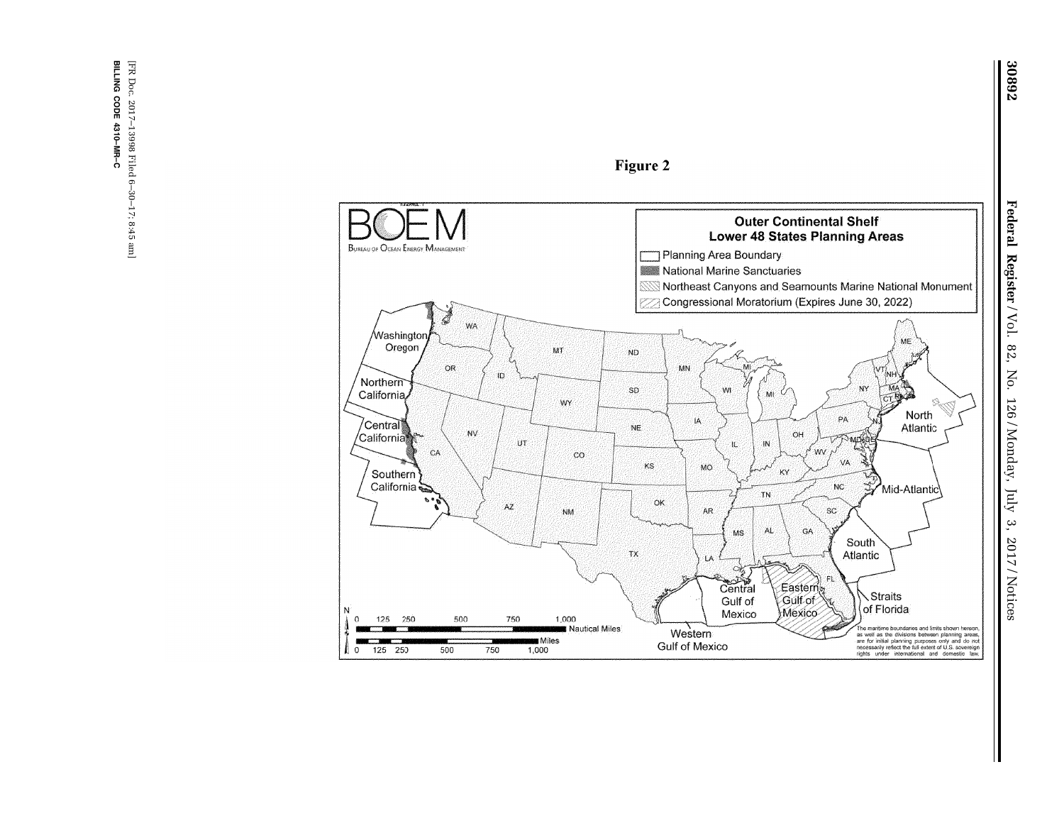**Figure 2**

BOEM

Bureau of Ocean Energy Management

Outer Continental Shelf
Lower 48 States Planning Areas

Planning Area Boundary

National Marine Sanctuaries

Northeast Canyons and Seamounts Marine National Monument

Congressional Moratorium (Expires June 30, 2022)

Washington Oregon

Northern California

Central California

Southern California

North Atlantic

Mid-Atlantic

South Atlantic

Straits of Florida

Central Gulf of Mexico

Eastern Gulf of Mexico

Western Gulf of Mexico

WA OR CA ID NV MT WY UT AZ NM CO ND SD NE KS OK TX MN IA MO AR LA WI MI IL IN OH KY TN MS AL GA FL SC NC VA WV PA NY VT NH ME MA CT RI NJ MD DE

0 125 250 500 750 1,000 Nautical Miles

0 125 250 500 750 1,000 Miles

The maritime boundaries and limits shown hereon, as well as the divisions between planning areas, are for initial planning purposes only and do not necessarily reflect the full extent of U.S. sovereign rights under international and domestic law.

[FR Doc. 2017–13998 Filed 6–30–17; 8:45 am]

BILLING CODE 4310–MR–C